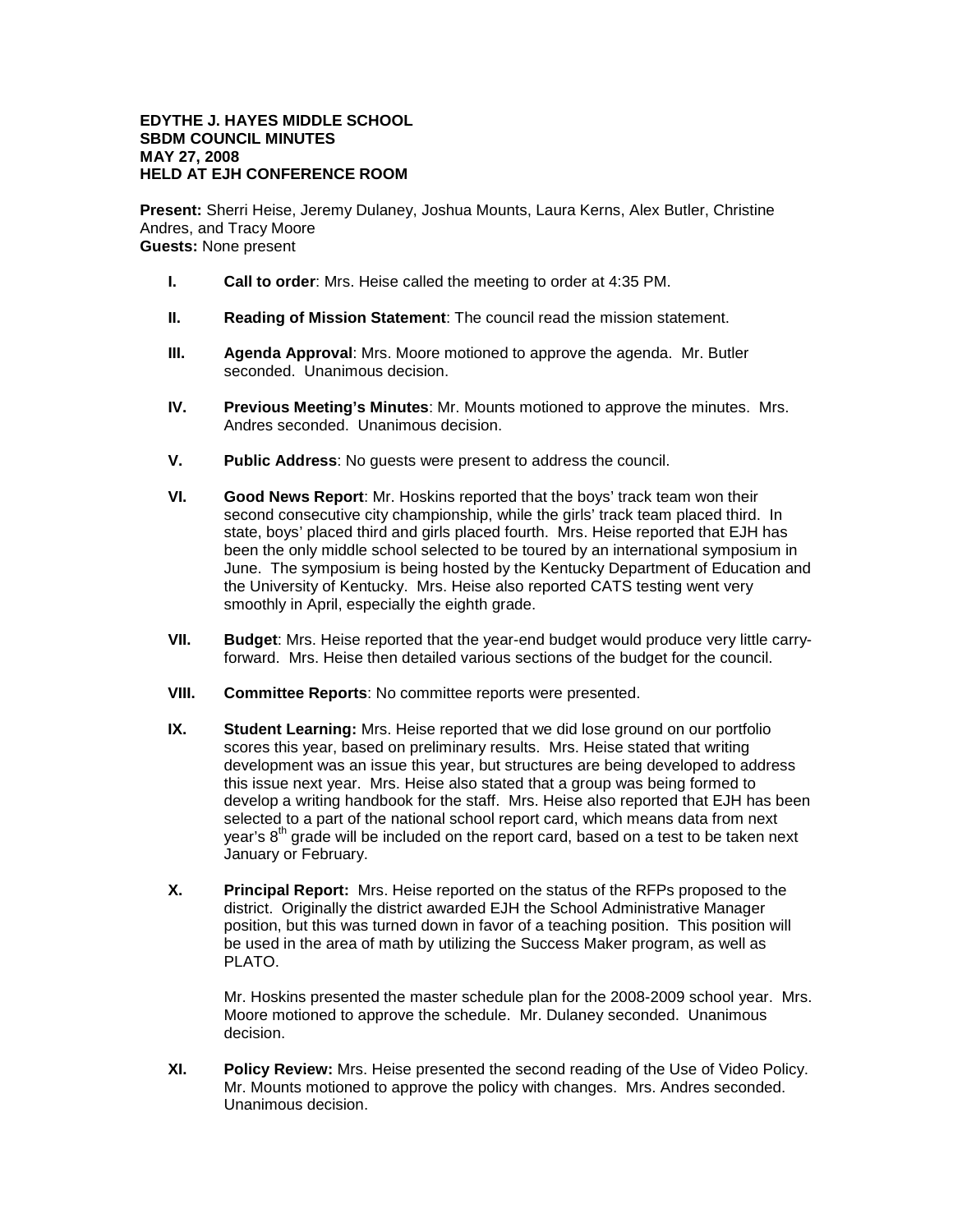**EDYTHE J. HAYES MIDDLE SCHOOL**
**SBDM COUNCIL MINUTES**
**MAY 27, 2008**
**HELD AT EJH CONFERENCE ROOM**

**Present:** Sherri Heise, Jeremy Dulaney, Joshua Mounts, Laura Kerns, Alex Butler, Christine Andres, and Tracy Moore
**Guests:** None present

- **I. Call to order**: Mrs. Heise called the meeting to order at 4:35 PM.

- **II. Reading of Mission Statement**: The council read the mission statement.

- **III. Agenda Approval**: Mrs. Moore motioned to approve the agenda. Mr. Butler seconded. Unanimous decision.

- **IV. Previous Meeting's Minutes**: Mr. Mounts motioned to approve the minutes. Mrs. Andres seconded. Unanimous decision.

- **V. Public Address**: No guests were present to address the council.

- **VI. Good News Report**: Mr. Hoskins reported that the boys' track team won their second consecutive city championship, while the girls' track team placed third. In state, boys' placed third and girls placed fourth. Mrs. Heise reported that EJH has been the only middle school selected to be toured by an international symposium in June. The symposium is being hosted by the Kentucky Department of Education and the University of Kentucky. Mrs. Heise also reported CATS testing went very smoothly in April, especially the eighth grade.

- **VII. Budget**: Mrs. Heise reported that the year-end budget would produce very little carry-forward. Mrs. Heise then detailed various sections of the budget for the council.

- **VIII. Committee Reports**: No committee reports were presented.

- **IX. Student Learning:** Mrs. Heise reported that we did lose ground on our portfolio scores this year, based on preliminary results. Mrs. Heise stated that writing development was an issue this year, but structures are being developed to address this issue next year. Mrs. Heise also stated that a group was being formed to develop a writing handbook for the staff. Mrs. Heise also reported that EJH has been selected to a part of the national school report card, which means data from next year's 8th grade will be included on the report card, based on a test to be taken next January or February.

- **X. Principal Report:** Mrs. Heise reported on the status of the RFPs proposed to the district. Originally the district awarded EJH the School Administrative Manager position, but this was turned down in favor of a teaching position. This position will be used in the area of math by utilizing the Success Maker program, as well as PLATO.

  Mr. Hoskins presented the master schedule plan for the 2008-2009 school year. Mrs. Moore motioned to approve the schedule. Mr. Dulaney seconded. Unanimous decision.

- **XI. Policy Review:** Mrs. Heise presented the second reading of the Use of Video Policy. Mr. Mounts motioned to approve the policy with changes. Mrs. Andres seconded. Unanimous decision.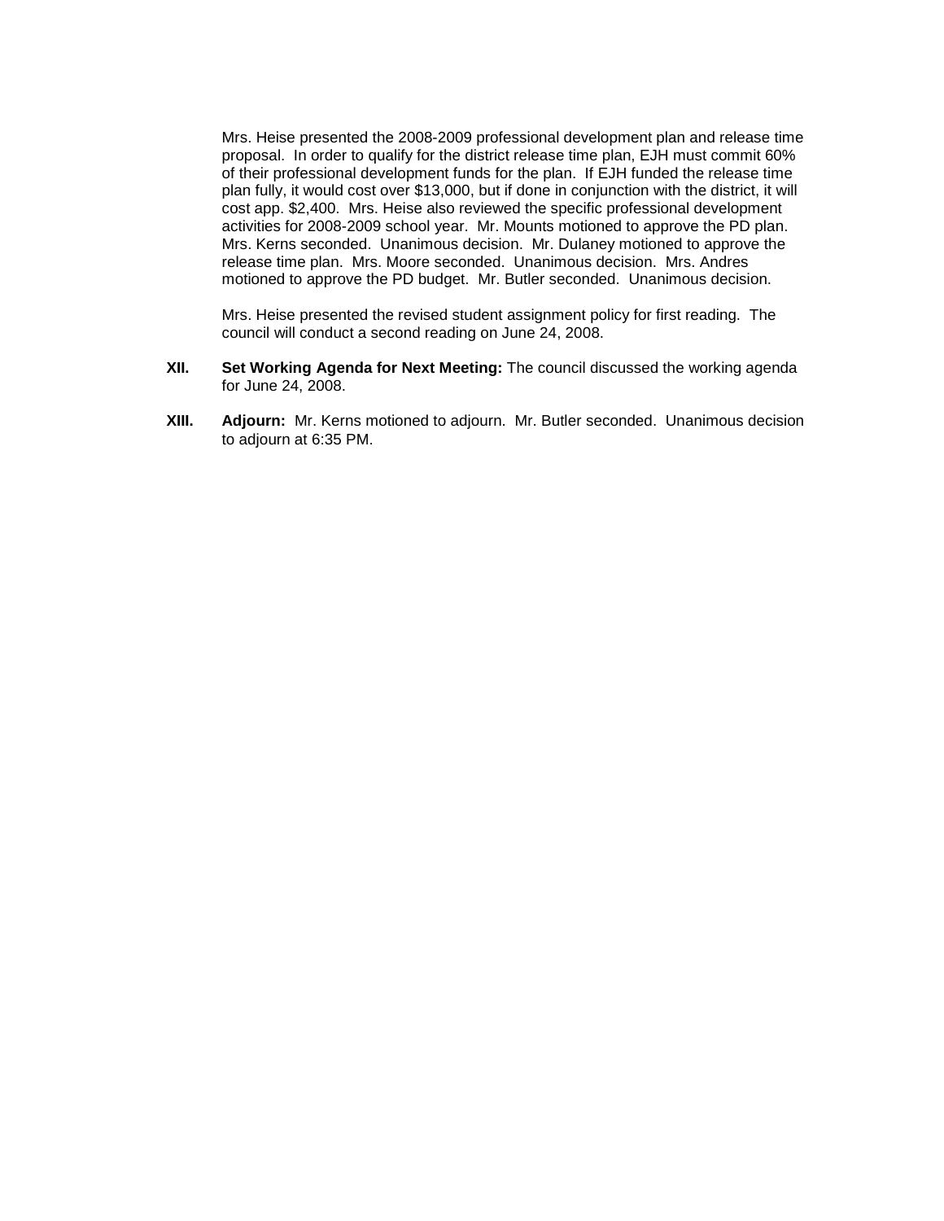Mrs. Heise presented the 2008-2009 professional development plan and release time proposal. In order to qualify for the district release time plan, EJH must commit 60% of their professional development funds for the plan. If EJH funded the release time plan fully, it would cost over $13,000, but if done in conjunction with the district, it will cost app. $2,400. Mrs. Heise also reviewed the specific professional development activities for 2008-2009 school year. Mr. Mounts motioned to approve the PD plan. Mrs. Kerns seconded. Unanimous decision. Mr. Dulaney motioned to approve the release time plan. Mrs. Moore seconded. Unanimous decision. Mrs. Andres motioned to approve the PD budget. Mr. Butler seconded. Unanimous decision.

Mrs. Heise presented the revised student assignment policy for first reading. The council will conduct a second reading on June 24, 2008.

**XII. Set Working Agenda for Next Meeting:** The council discussed the working agenda for June 24, 2008.

**XIII. Adjourn:** Mr. Kerns motioned to adjourn. Mr. Butler seconded. Unanimous decision to adjourn at 6:35 PM.